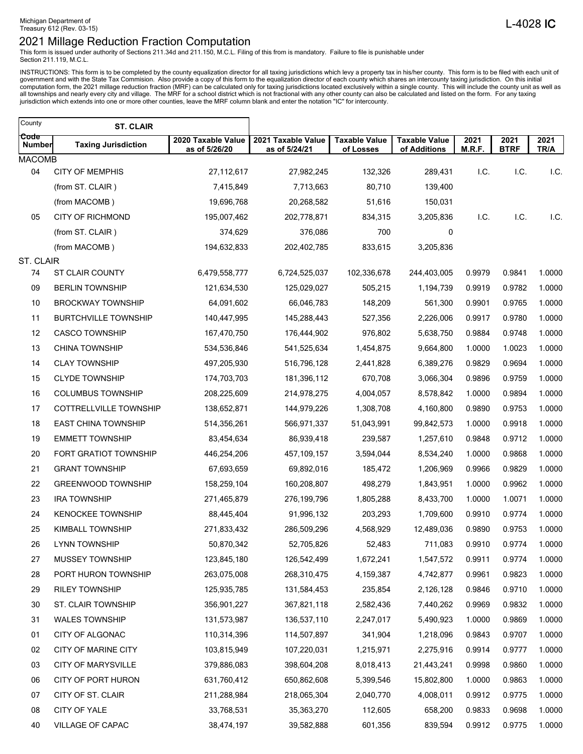Michigan Department of Treasury 612 (Rev. 03-15)

L-4028 IC

# 2021 Millage Reduction Fraction Computation

This form is issued under authority of Sections 211.34d and 211.150, M.C.L. Filing of this from is mandatory. Failure to file is punishable under Section 211.119, M.C.L.

INSTRUCTIONS: This form is to be completed by the county equalization director for all taxing jurisdictions which levy a property tax in his/her county. This form is to be filed with each unit of government and with the State Tax Commision. Also provide a copy of this form to the equalization director of each county which shares an intercounty taxing jurisdiction. On this initial computation form, the 2021 millage reduction fraction (MRF) can be calculated only for taxing jurisdictions located exclusively within a single county. This will include the county unit as well as all townships and nearly every city and village. The MRF for a school district which is not fractional with any other county can also be calculated and listed on the form. For any taxing jurisdiction which extends into one or more other counties, leave the MRF column blank and enter the notation "IC" for intercounty.

County: **ST. CLAIR**

| Code Number | Taxing Jurisdiction | 2020 Taxable Value as of 5/26/20 | 2021 Taxable Value as of 5/24/21 | Taxable Value of Losses | Taxable Value of Additions | 2021 M.R.F. | 2021 BTRF | 2021 TR/A |
|---|---|---|---|---|---|---|---|---|
| MACOMB | | | | | | | | |
| 04 | CITY OF MEMPHIS | 27,112,617 | 27,982,245 | 132,326 | 289,431 | I.C. | I.C. | I.C. |
| | (from ST. CLAIR ) | 7,415,849 | 7,713,663 | 80,710 | 139,400 | | | |
| | (from MACOMB ) | 19,696,768 | 20,268,582 | 51,616 | 150,031 | | | |
| 05 | CITY OF RICHMOND | 195,007,462 | 202,778,871 | 834,315 | 3,205,836 | I.C. | I.C. | I.C. |
| | (from ST. CLAIR ) | 374,629 | 376,086 | 700 | 0 | | | |
| | (from MACOMB ) | 194,632,833 | 202,402,785 | 833,615 | 3,205,836 | | | |
| ST. CLAIR | | | | | | | | |
| 74 | ST CLAIR COUNTY | 6,479,558,777 | 6,724,525,037 | 102,336,678 | 244,403,005 | 0.9979 | 0.9841 | 1.0000 |
| 09 | BERLIN TOWNSHIP | 121,634,530 | 125,029,027 | 505,215 | 1,194,739 | 0.9919 | 0.9782 | 1.0000 |
| 10 | BROCKWAY TOWNSHIP | 64,091,602 | 66,046,783 | 148,209 | 561,300 | 0.9901 | 0.9765 | 1.0000 |
| 11 | BURTCHVILLE TOWNSHIP | 140,447,995 | 145,288,443 | 527,356 | 2,226,006 | 0.9917 | 0.9780 | 1.0000 |
| 12 | CASCO TOWNSHIP | 167,470,750 | 176,444,902 | 976,802 | 5,638,750 | 0.9884 | 0.9748 | 1.0000 |
| 13 | CHINA TOWNSHIP | 534,536,846 | 541,525,634 | 1,454,875 | 9,664,800 | 1.0000 | 1.0023 | 1.0000 |
| 14 | CLAY TOWNSHIP | 497,205,930 | 516,796,128 | 2,441,828 | 6,389,276 | 0.9829 | 0.9694 | 1.0000 |
| 15 | CLYDE TOWNSHIP | 174,703,703 | 181,396,112 | 670,708 | 3,066,304 | 0.9896 | 0.9759 | 1.0000 |
| 16 | COLUMBUS TOWNSHIP | 208,225,609 | 214,978,275 | 4,004,057 | 8,578,842 | 1.0000 | 0.9894 | 1.0000 |
| 17 | COTTRELLVILLE TOWNSHIP | 138,652,871 | 144,979,226 | 1,308,708 | 4,160,800 | 0.9890 | 0.9753 | 1.0000 |
| 18 | EAST CHINA TOWNSHIP | 514,356,261 | 566,971,337 | 51,043,991 | 99,842,573 | 1.0000 | 0.9918 | 1.0000 |
| 19 | EMMETT TOWNSHIP | 83,454,634 | 86,939,418 | 239,587 | 1,257,610 | 0.9848 | 0.9712 | 1.0000 |
| 20 | FORT GRATIOT TOWNSHIP | 446,254,206 | 457,109,157 | 3,594,044 | 8,534,240 | 1.0000 | 0.9868 | 1.0000 |
| 21 | GRANT TOWNSHIP | 67,693,659 | 69,892,016 | 185,472 | 1,206,969 | 0.9966 | 0.9829 | 1.0000 |
| 22 | GREENWOOD TOWNSHIP | 158,259,104 | 160,208,807 | 498,279 | 1,843,951 | 1.0000 | 0.9962 | 1.0000 |
| 23 | IRA TOWNSHIP | 271,465,879 | 276,199,796 | 1,805,288 | 8,433,700 | 1.0000 | 1.0071 | 1.0000 |
| 24 | KENOCKEE TOWNSHIP | 88,445,404 | 91,996,132 | 203,293 | 1,709,600 | 0.9910 | 0.9774 | 1.0000 |
| 25 | KIMBALL TOWNSHIP | 271,833,432 | 286,509,296 | 4,568,929 | 12,489,036 | 0.9890 | 0.9753 | 1.0000 |
| 26 | LYNN TOWNSHIP | 50,870,342 | 52,705,826 | 52,483 | 711,083 | 0.9910 | 0.9774 | 1.0000 |
| 27 | MUSSEY TOWNSHIP | 123,845,180 | 126,542,499 | 1,672,241 | 1,547,572 | 0.9911 | 0.9774 | 1.0000 |
| 28 | PORT HURON TOWNSHIP | 263,075,008 | 268,310,475 | 4,159,387 | 4,742,877 | 0.9961 | 0.9823 | 1.0000 |
| 29 | RILEY TOWNSHIP | 125,935,785 | 131,584,453 | 235,854 | 2,126,128 | 0.9846 | 0.9710 | 1.0000 |
| 30 | ST. CLAIR TOWNSHIP | 356,901,227 | 367,821,118 | 2,582,436 | 7,440,262 | 0.9969 | 0.9832 | 1.0000 |
| 31 | WALES TOWNSHIP | 131,573,987 | 136,537,110 | 2,247,017 | 5,490,923 | 1.0000 | 0.9869 | 1.0000 |
| 01 | CITY OF ALGONAC | 110,314,396 | 114,507,897 | 341,904 | 1,218,096 | 0.9843 | 0.9707 | 1.0000 |
| 02 | CITY OF MARINE CITY | 103,815,949 | 107,220,031 | 1,215,971 | 2,275,916 | 0.9914 | 0.9777 | 1.0000 |
| 03 | CITY OF MARYSVILLE | 379,886,083 | 398,604,208 | 8,018,413 | 21,443,241 | 0.9998 | 0.9860 | 1.0000 |
| 06 | CITY OF PORT HURON | 631,760,412 | 650,862,608 | 5,399,546 | 15,802,800 | 1.0000 | 0.9863 | 1.0000 |
| 07 | CITY OF ST. CLAIR | 211,288,984 | 218,065,304 | 2,040,770 | 4,008,011 | 0.9912 | 0.9775 | 1.0000 |
| 08 | CITY OF YALE | 33,768,531 | 35,363,270 | 112,605 | 658,200 | 0.9833 | 0.9698 | 1.0000 |
| 40 | VILLAGE OF CAPAC | 38,474,197 | 39,582,888 | 601,356 | 839,594 | 0.9912 | 0.9775 | 1.0000 |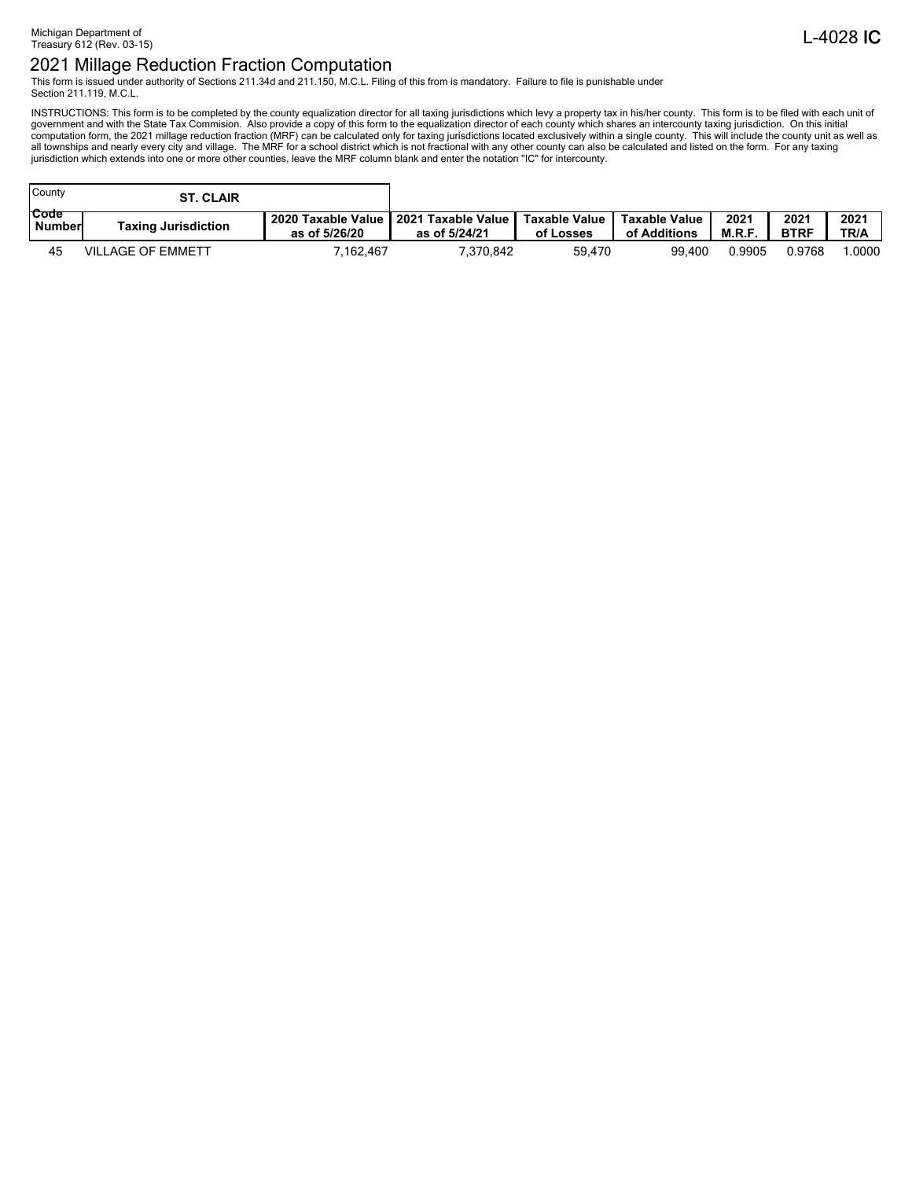Michigan Department of
Treasury 612 (Rev. 03-15)

L-4028 **IC**

# 2021 Millage Reduction Fraction Computation

This form is issued under authority of Sections 211.34d and 211.150, M.C.L. Filing of this from is mandatory. Failure to file is punishable under Section 211.119, M.C.L.

INSTRUCTIONS: This form is to be completed by the county equalization director for all taxing jurisdictions which levy a property tax in his/her county. This form is to be filed with each unit of government and with the State Tax Commision. Also provide a copy of this form to the equalization director of each county which shares an intercounty taxing jurisdiction. On this initial computation form, the 2021 millage reduction fraction (MRF) can be calculated only for taxing jurisdictions located exclusively within a single county. This will include the county unit as well as all townships and nearly every city and village. The MRF for a school district which is not fractional with any other county can also be calculated and listed on the form. For any taxing jurisdiction which extends into one or more other counties, leave the MRF column blank and enter the notation "IC" for intercounty.

County: **ST. CLAIR**

| Code Number | Taxing Jurisdiction | 2020 Taxable Value as of 5/26/20 | 2021 Taxable Value as of 5/24/21 | Taxable Value of Losses | Taxable Value of Additions | 2021 M.R.F. | 2021 BTRF | 2021 TR/A |
|---|---|---|---|---|---|---|---|---|
| 45 | VILLAGE OF EMMETT | 7,162,467 | 7,370,842 | 59,470 | 99,400 | 0.9905 | 0.9768 | 1.0000 |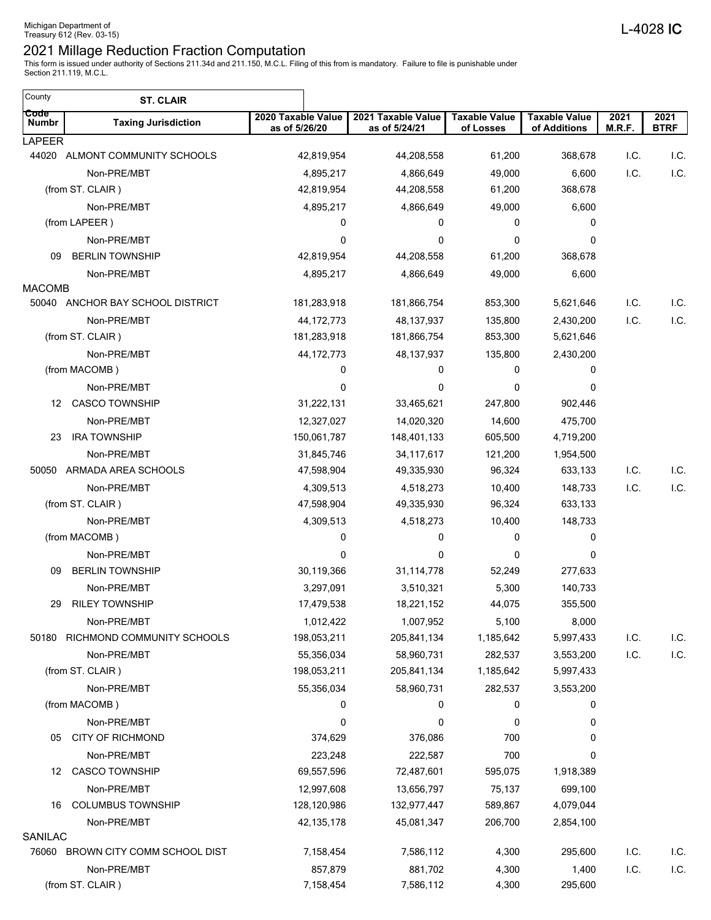Michigan Department of Treasury 612 (Rev. 03-15)

L-4028 **IC**

# 2021 Millage Reduction Fraction Computation

This form is issued under authority of Sections 211.34d and 211.150, M.C.L. Filing of this from is mandatory. Failure to file is punishable under Section 211.119, M.C.L.

County **ST. CLAIR**

| Code Numbr | Taxing Jurisdiction | 2020 Taxable Value as of 5/26/20 | 2021 Taxable Value as of 5/24/21 | Taxable Value of Losses | Taxable Value of Additions | 2021 M.R.F. | 2021 BTRF |
|---|---|---|---|---|---|---|---|
| LAPEER | | | | | | | |
| 44020 | ALMONT COMMUNITY SCHOOLS | 42,819,954 | 44,208,558 | 61,200 | 368,678 | I.C. | I.C. |
| | Non-PRE/MBT | 4,895,217 | 4,866,649 | 49,000 | 6,600 | I.C. | I.C. |
| | (from ST. CLAIR ) | 42,819,954 | 44,208,558 | 61,200 | 368,678 | | |
| | Non-PRE/MBT | 4,895,217 | 4,866,649 | 49,000 | 6,600 | | |
| | (from LAPEER ) | 0 | 0 | 0 | 0 | | |
| | Non-PRE/MBT | 0 | 0 | 0 | 0 | | |
| 09 | BERLIN TOWNSHIP | 42,819,954 | 44,208,558 | 61,200 | 368,678 | | |
| | Non-PRE/MBT | 4,895,217 | 4,866,649 | 49,000 | 6,600 | | |
| MACOMB | | | | | | | |
| 50040 | ANCHOR BAY SCHOOL DISTRICT | 181,283,918 | 181,866,754 | 853,300 | 5,621,646 | I.C. | I.C. |
| | Non-PRE/MBT | 44,172,773 | 48,137,937 | 135,800 | 2,430,200 | I.C. | I.C. |
| | (from ST. CLAIR ) | 181,283,918 | 181,866,754 | 853,300 | 5,621,646 | | |
| | Non-PRE/MBT | 44,172,773 | 48,137,937 | 135,800 | 2,430,200 | | |
| | (from MACOMB ) | 0 | 0 | 0 | 0 | | |
| | Non-PRE/MBT | 0 | 0 | 0 | 0 | | |
| 12 | CASCO TOWNSHIP | 31,222,131 | 33,465,621 | 247,800 | 902,446 | | |
| | Non-PRE/MBT | 12,327,027 | 14,020,320 | 14,600 | 475,700 | | |
| 23 | IRA TOWNSHIP | 150,061,787 | 148,401,133 | 605,500 | 4,719,200 | | |
| | Non-PRE/MBT | 31,845,746 | 34,117,617 | 121,200 | 1,954,500 | | |
| 50050 | ARMADA AREA SCHOOLS | 47,598,904 | 49,335,930 | 96,324 | 633,133 | I.C. | I.C. |
| | Non-PRE/MBT | 4,309,513 | 4,518,273 | 10,400 | 148,733 | I.C. | I.C. |
| | (from ST. CLAIR ) | 47,598,904 | 49,335,930 | 96,324 | 633,133 | | |
| | Non-PRE/MBT | 4,309,513 | 4,518,273 | 10,400 | 148,733 | | |
| | (from MACOMB ) | 0 | 0 | 0 | 0 | | |
| | Non-PRE/MBT | 0 | 0 | 0 | 0 | | |
| 09 | BERLIN TOWNSHIP | 30,119,366 | 31,114,778 | 52,249 | 277,633 | | |
| | Non-PRE/MBT | 3,297,091 | 3,510,321 | 5,300 | 140,733 | | |
| 29 | RILEY TOWNSHIP | 17,479,538 | 18,221,152 | 44,075 | 355,500 | | |
| | Non-PRE/MBT | 1,012,422 | 1,007,952 | 5,100 | 8,000 | | |
| 50180 | RICHMOND COMMUNITY SCHOOLS | 198,053,211 | 205,841,134 | 1,185,642 | 5,997,433 | I.C. | I.C. |
| | Non-PRE/MBT | 55,356,034 | 58,960,731 | 282,537 | 3,553,200 | I.C. | I.C. |
| | (from ST. CLAIR ) | 198,053,211 | 205,841,134 | 1,185,642 | 5,997,433 | | |
| | Non-PRE/MBT | 55,356,034 | 58,960,731 | 282,537 | 3,553,200 | | |
| | (from MACOMB ) | 0 | 0 | 0 | 0 | | |
| | Non-PRE/MBT | 0 | 0 | 0 | 0 | | |
| 05 | CITY OF RICHMOND | 374,629 | 376,086 | 700 | 0 | | |
| | Non-PRE/MBT | 223,248 | 222,587 | 700 | 0 | | |
| 12 | CASCO TOWNSHIP | 69,557,596 | 72,487,601 | 595,075 | 1,918,389 | | |
| | Non-PRE/MBT | 12,997,608 | 13,656,797 | 75,137 | 699,100 | | |
| 16 | COLUMBUS TOWNSHIP | 128,120,986 | 132,977,447 | 589,867 | 4,079,044 | | |
| | Non-PRE/MBT | 42,135,178 | 45,081,347 | 206,700 | 2,854,100 | | |
| SANILAC | | | | | | | |
| 76060 | BROWN CITY COMM SCHOOL DIST | 7,158,454 | 7,586,112 | 4,300 | 295,600 | I.C. | I.C. |
| | Non-PRE/MBT | 857,879 | 881,702 | 4,300 | 1,400 | I.C. | I.C. |
| | (from ST. CLAIR ) | 7,158,454 | 7,586,112 | 4,300 | 295,600 | | |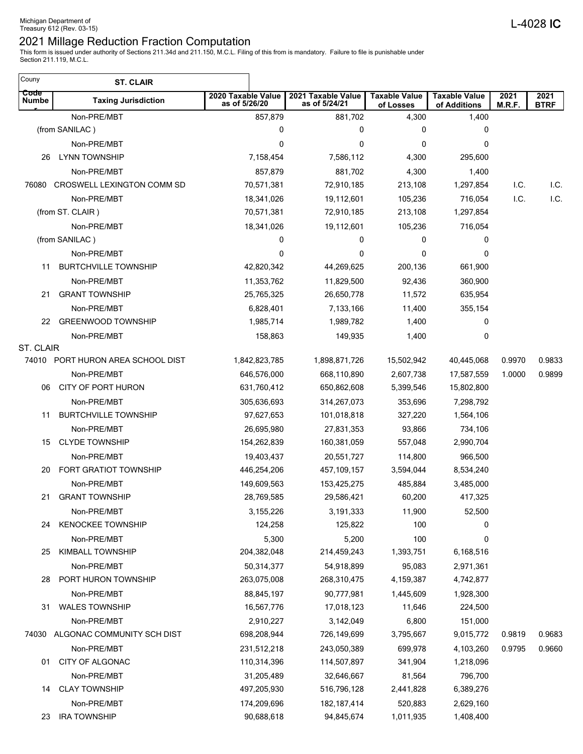Michigan Department of
Treasury 612 (Rev. 03-15)

L-4028 **IC**

# 2021 Millage Reduction Fraction Computation

This form is issued under authority of Sections 211.34d and 211.150, M.C.L. Filing of this from is mandatory. Failure to file is punishable under Section 211.119, M.C.L.

Couny: **ST. CLAIR**

| Code Number | Taxing Jurisdiction | 2020 Taxable Value as of 5/26/20 | 2021 Taxable Value as of 5/24/21 | Taxable Value of Losses | Taxable Value of Additions | 2021 M.R.F. | 2021 BTRF |
|---|---|---|---|---|---|---|---|
| | Non-PRE/MBT | 857,879 | 881,702 | 4,300 | 1,400 | | |
| | (from SANILAC ) | 0 | 0 | 0 | 0 | | |
| | Non-PRE/MBT | 0 | 0 | 0 | 0 | | |
| 26 | LYNN TOWNSHIP | 7,158,454 | 7,586,112 | 4,300 | 295,600 | | |
| | Non-PRE/MBT | 857,879 | 881,702 | 4,300 | 1,400 | | |
| 76080 | CROSWELL LEXINGTON COMM SD | 70,571,381 | 72,910,185 | 213,108 | 1,297,854 | I.C. | I.C. |
| | Non-PRE/MBT | 18,341,026 | 19,112,601 | 105,236 | 716,054 | I.C. | I.C. |
| | (from ST. CLAIR ) | 70,571,381 | 72,910,185 | 213,108 | 1,297,854 | | |
| | Non-PRE/MBT | 18,341,026 | 19,112,601 | 105,236 | 716,054 | | |
| | (from SANILAC ) | 0 | 0 | 0 | 0 | | |
| | Non-PRE/MBT | 0 | 0 | 0 | 0 | | |
| 11 | BURTCHVILLE TOWNSHIP | 42,820,342 | 44,269,625 | 200,136 | 661,900 | | |
| | Non-PRE/MBT | 11,353,762 | 11,829,500 | 92,436 | 360,900 | | |
| 21 | GRANT TOWNSHIP | 25,765,325 | 26,650,778 | 11,572 | 635,954 | | |
| | Non-PRE/MBT | 6,828,401 | 7,133,166 | 11,400 | 355,154 | | |
| 22 | GREENWOOD TOWNSHIP | 1,985,714 | 1,989,782 | 1,400 | 0 | | |
| | Non-PRE/MBT | 158,863 | 149,935 | 1,400 | 0 | | |
| ST. CLAIR | | | | | | | |
| 74010 | PORT HURON AREA SCHOOL DIST | 1,842,823,785 | 1,898,871,726 | 15,502,942 | 40,445,068 | 0.9970 | 0.9833 |
| | Non-PRE/MBT | 646,576,000 | 668,110,890 | 2,607,738 | 17,587,559 | 1.0000 | 0.9899 |
| 06 | CITY OF PORT HURON | 631,760,412 | 650,862,608 | 5,399,546 | 15,802,800 | | |
| | Non-PRE/MBT | 305,636,693 | 314,267,073 | 353,696 | 7,298,792 | | |
| 11 | BURTCHVILLE TOWNSHIP | 97,627,653 | 101,018,818 | 327,220 | 1,564,106 | | |
| | Non-PRE/MBT | 26,695,980 | 27,831,353 | 93,866 | 734,106 | | |
| 15 | CLYDE TOWNSHIP | 154,262,839 | 160,381,059 | 557,048 | 2,990,704 | | |
| | Non-PRE/MBT | 19,403,437 | 20,551,727 | 114,800 | 966,500 | | |
| 20 | FORT GRATIOT TOWNSHIP | 446,254,206 | 457,109,157 | 3,594,044 | 8,534,240 | | |
| | Non-PRE/MBT | 149,609,563 | 153,425,275 | 485,884 | 3,485,000 | | |
| 21 | GRANT TOWNSHIP | 28,769,585 | 29,586,421 | 60,200 | 417,325 | | |
| | Non-PRE/MBT | 3,155,226 | 3,191,333 | 11,900 | 52,500 | | |
| 24 | KENOCKEE TOWNSHIP | 124,258 | 125,822 | 100 | 0 | | |
| | Non-PRE/MBT | 5,300 | 5,200 | 100 | 0 | | |
| 25 | KIMBALL TOWNSHIP | 204,382,048 | 214,459,243 | 1,393,751 | 6,168,516 | | |
| | Non-PRE/MBT | 50,314,377 | 54,918,899 | 95,083 | 2,971,361 | | |
| 28 | PORT HURON TOWNSHIP | 263,075,008 | 268,310,475 | 4,159,387 | 4,742,877 | | |
| | Non-PRE/MBT | 88,845,197 | 90,777,981 | 1,445,609 | 1,928,300 | | |
| 31 | WALES TOWNSHIP | 16,567,776 | 17,018,123 | 11,646 | 224,500 | | |
| | Non-PRE/MBT | 2,910,227 | 3,142,049 | 6,800 | 151,000 | | |
| 74030 | ALGONAC COMMUNITY SCH DIST | 698,208,944 | 726,149,699 | 3,795,667 | 9,015,772 | 0.9819 | 0.9683 |
| | Non-PRE/MBT | 231,512,218 | 243,050,389 | 699,978 | 4,103,260 | 0.9795 | 0.9660 |
| 01 | CITY OF ALGONAC | 110,314,396 | 114,507,897 | 341,904 | 1,218,096 | | |
| | Non-PRE/MBT | 31,205,489 | 32,646,667 | 81,564 | 796,700 | | |
| 14 | CLAY TOWNSHIP | 497,205,930 | 516,796,128 | 2,441,828 | 6,389,276 | | |
| | Non-PRE/MBT | 174,209,696 | 182,187,414 | 520,883 | 2,629,160 | | |
| 23 | IRA TOWNSHIP | 90,688,618 | 94,845,674 | 1,011,935 | 1,408,400 | | |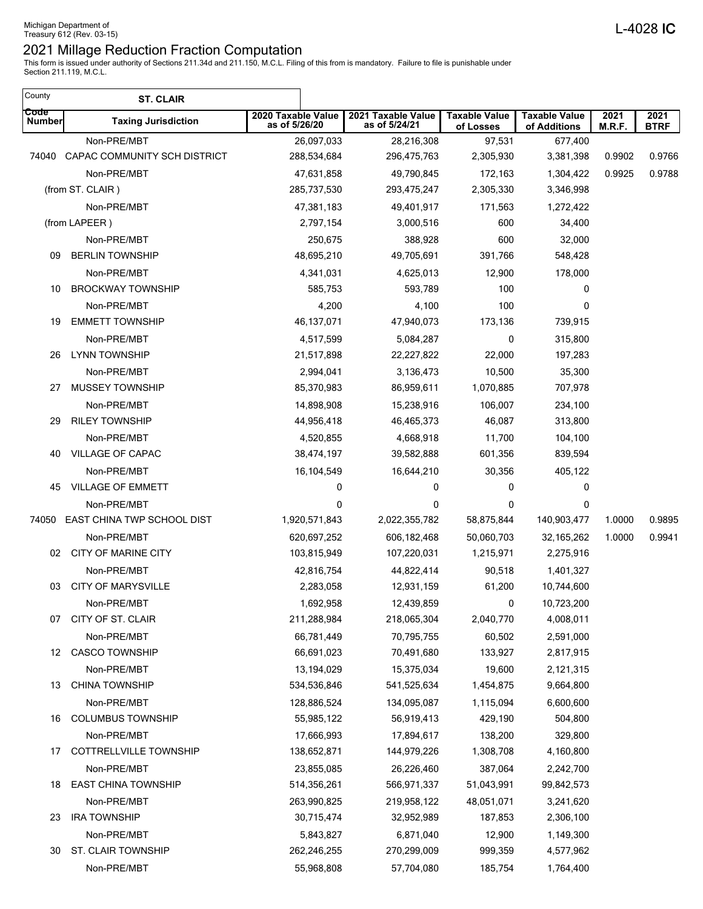Michigan Department of
Treasury 612 (Rev. 03-15)

L-4028 **IC**

# 2021 Millage Reduction Fraction Computation

This form is issued under authority of Sections 211.34d and 211.150, M.C.L. Filing of this from is mandatory. Failure to file is punishable under Section 211.119, M.C.L.

County: **ST. CLAIR**

| Code Number | Taxing Jurisdiction | 2020 Taxable Value as of 5/26/20 | 2021 Taxable Value as of 5/24/21 | Taxable Value of Losses | Taxable Value of Additions | 2021 M.R.F. | 2021 BTRF |
|---|---|---|---|---|---|---|---|
| | Non-PRE/MBT | 26,097,033 | 28,216,308 | 97,531 | 677,400 | | |
| 74040 | CAPAC COMMUNITY SCH DISTRICT | 288,534,684 | 296,475,763 | 2,305,930 | 3,381,398 | 0.9902 | 0.9766 |
| | Non-PRE/MBT | 47,631,858 | 49,790,845 | 172,163 | 1,304,422 | 0.9925 | 0.9788 |
| | (from ST. CLAIR ) | 285,737,530 | 293,475,247 | 2,305,330 | 3,346,998 | | |
| | Non-PRE/MBT | 47,381,183 | 49,401,917 | 171,563 | 1,272,422 | | |
| | (from LAPEER ) | 2,797,154 | 3,000,516 | 600 | 34,400 | | |
| | Non-PRE/MBT | 250,675 | 388,928 | 600 | 32,000 | | |
| 09 | BERLIN TOWNSHIP | 48,695,210 | 49,705,691 | 391,766 | 548,428 | | |
| | Non-PRE/MBT | 4,341,031 | 4,625,013 | 12,900 | 178,000 | | |
| 10 | BROCKWAY TOWNSHIP | 585,753 | 593,789 | 100 | 0 | | |
| | Non-PRE/MBT | 4,200 | 4,100 | 100 | 0 | | |
| 19 | EMMETT TOWNSHIP | 46,137,071 | 47,940,073 | 173,136 | 739,915 | | |
| | Non-PRE/MBT | 4,517,599 | 5,084,287 | 0 | 315,800 | | |
| 26 | LYNN TOWNSHIP | 21,517,898 | 22,227,822 | 22,000 | 197,283 | | |
| | Non-PRE/MBT | 2,994,041 | 3,136,473 | 10,500 | 35,300 | | |
| 27 | MUSSEY TOWNSHIP | 85,370,983 | 86,959,611 | 1,070,885 | 707,978 | | |
| | Non-PRE/MBT | 14,898,908 | 15,238,916 | 106,007 | 234,100 | | |
| 29 | RILEY TOWNSHIP | 44,956,418 | 46,465,373 | 46,087 | 313,800 | | |
| | Non-PRE/MBT | 4,520,855 | 4,668,918 | 11,700 | 104,100 | | |
| 40 | VILLAGE OF CAPAC | 38,474,197 | 39,582,888 | 601,356 | 839,594 | | |
| | Non-PRE/MBT | 16,104,549 | 16,644,210 | 30,356 | 405,122 | | |
| 45 | VILLAGE OF EMMETT | 0 | 0 | 0 | 0 | | |
| | Non-PRE/MBT | 0 | 0 | 0 | 0 | | |
| 74050 | EAST CHINA TWP SCHOOL DIST | 1,920,571,843 | 2,022,355,782 | 58,875,844 | 140,903,477 | 1.0000 | 0.9895 |
| | Non-PRE/MBT | 620,697,252 | 606,182,468 | 50,060,703 | 32,165,262 | 1.0000 | 0.9941 |
| 02 | CITY OF MARINE CITY | 103,815,949 | 107,220,031 | 1,215,971 | 2,275,916 | | |
| | Non-PRE/MBT | 42,816,754 | 44,822,414 | 90,518 | 1,401,327 | | |
| 03 | CITY OF MARYSVILLE | 2,283,058 | 12,931,159 | 61,200 | 10,744,600 | | |
| | Non-PRE/MBT | 1,692,958 | 12,439,859 | 0 | 10,723,200 | | |
| 07 | CITY OF ST. CLAIR | 211,288,984 | 218,065,304 | 2,040,770 | 4,008,011 | | |
| | Non-PRE/MBT | 66,781,449 | 70,795,755 | 60,502 | 2,591,000 | | |
| 12 | CASCO TOWNSHIP | 66,691,023 | 70,491,680 | 133,927 | 2,817,915 | | |
| | Non-PRE/MBT | 13,194,029 | 15,375,034 | 19,600 | 2,121,315 | | |
| 13 | CHINA TOWNSHIP | 534,536,846 | 541,525,634 | 1,454,875 | 9,664,800 | | |
| | Non-PRE/MBT | 128,886,524 | 134,095,087 | 1,115,094 | 6,600,600 | | |
| 16 | COLUMBUS TOWNSHIP | 55,985,122 | 56,919,413 | 429,190 | 504,800 | | |
| | Non-PRE/MBT | 17,666,993 | 17,894,617 | 138,200 | 329,800 | | |
| 17 | COTTRELLVILLE TOWNSHIP | 138,652,871 | 144,979,226 | 1,308,708 | 4,160,800 | | |
| | Non-PRE/MBT | 23,855,085 | 26,226,460 | 387,064 | 2,242,700 | | |
| 18 | EAST CHINA TOWNSHIP | 514,356,261 | 566,971,337 | 51,043,991 | 99,842,573 | | |
| | Non-PRE/MBT | 263,990,825 | 219,958,122 | 48,051,071 | 3,241,620 | | |
| 23 | IRA TOWNSHIP | 30,715,474 | 32,952,989 | 187,853 | 2,306,100 | | |
| | Non-PRE/MBT | 5,843,827 | 6,871,040 | 12,900 | 1,149,300 | | |
| 30 | ST. CLAIR TOWNSHIP | 262,246,255 | 270,299,009 | 999,359 | 4,577,962 | | |
| | Non-PRE/MBT | 55,968,808 | 57,704,080 | 185,754 | 1,764,400 | | |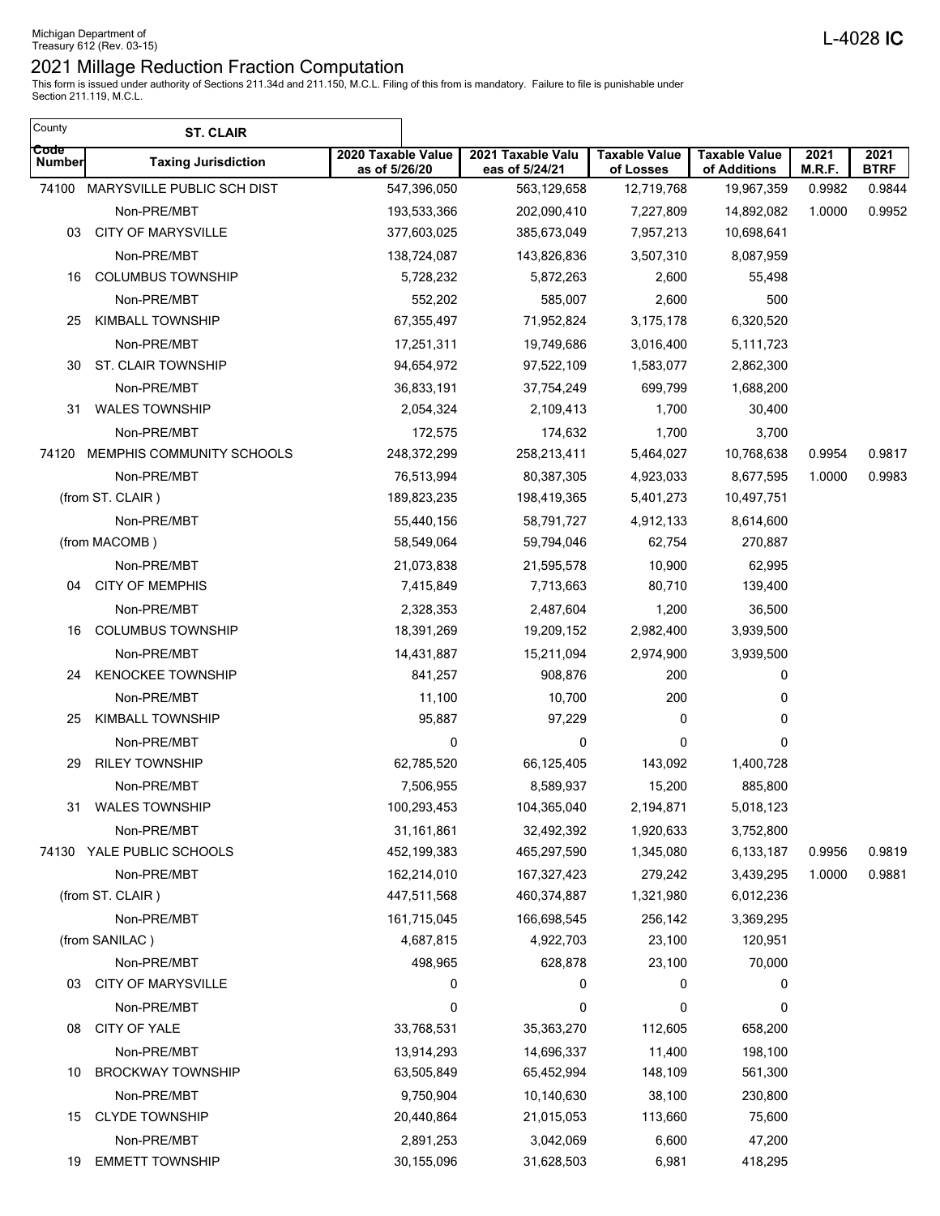Michigan Department of
Treasury 612 (Rev. 03-15)

L-4028 **IC**

# 2021 Millage Reduction Fraction Computation

This form is issued under authority of Sections 211.34d and 211.150, M.C.L. Filing of this from is mandatory. Failure to file is punishable under Section 211.119, M.C.L.

County: **ST. CLAIR**

| Code Number | Taxing Jurisdiction | 2020 Taxable Value as of 5/26/20 | 2021 Taxable Valu eas of 5/24/21 | Taxable Value of Losses | Taxable Value of Additions | 2021 M.R.F. | 2021 BTRF |
|---|---|---|---|---|---|---|---|
| 74100 | MARYSVILLE PUBLIC SCH DIST | 547,396,050 | 563,129,658 | 12,719,768 | 19,967,359 | 0.9982 | 0.9844 |
| | Non-PRE/MBT | 193,533,366 | 202,090,410 | 7,227,809 | 14,892,082 | 1.0000 | 0.9952 |
| 03 | CITY OF MARYSVILLE | 377,603,025 | 385,673,049 | 7,957,213 | 10,698,641 | | |
| | Non-PRE/MBT | 138,724,087 | 143,826,836 | 3,507,310 | 8,087,959 | | |
| 16 | COLUMBUS TOWNSHIP | 5,728,232 | 5,872,263 | 2,600 | 55,498 | | |
| | Non-PRE/MBT | 552,202 | 585,007 | 2,600 | 500 | | |
| 25 | KIMBALL TOWNSHIP | 67,355,497 | 71,952,824 | 3,175,178 | 6,320,520 | | |
| | Non-PRE/MBT | 17,251,311 | 19,749,686 | 3,016,400 | 5,111,723 | | |
| 30 | ST. CLAIR TOWNSHIP | 94,654,972 | 97,522,109 | 1,583,077 | 2,862,300 | | |
| | Non-PRE/MBT | 36,833,191 | 37,754,249 | 699,799 | 1,688,200 | | |
| 31 | WALES TOWNSHIP | 2,054,324 | 2,109,413 | 1,700 | 30,400 | | |
| | Non-PRE/MBT | 172,575 | 174,632 | 1,700 | 3,700 | | |
| 74120 | MEMPHIS COMMUNITY SCHOOLS | 248,372,299 | 258,213,411 | 5,464,027 | 10,768,638 | 0.9954 | 0.9817 |
| | Non-PRE/MBT | 76,513,994 | 80,387,305 | 4,923,033 | 8,677,595 | 1.0000 | 0.9983 |
| | (from ST. CLAIR ) | 189,823,235 | 198,419,365 | 5,401,273 | 10,497,751 | | |
| | Non-PRE/MBT | 55,440,156 | 58,791,727 | 4,912,133 | 8,614,600 | | |
| | (from MACOMB ) | 58,549,064 | 59,794,046 | 62,754 | 270,887 | | |
| | Non-PRE/MBT | 21,073,838 | 21,595,578 | 10,900 | 62,995 | | |
| 04 | CITY OF MEMPHIS | 7,415,849 | 7,713,663 | 80,710 | 139,400 | | |
| | Non-PRE/MBT | 2,328,353 | 2,487,604 | 1,200 | 36,500 | | |
| 16 | COLUMBUS TOWNSHIP | 18,391,269 | 19,209,152 | 2,982,400 | 3,939,500 | | |
| | Non-PRE/MBT | 14,431,887 | 15,211,094 | 2,974,900 | 3,939,500 | | |
| 24 | KENOCKEE TOWNSHIP | 841,257 | 908,876 | 200 | 0 | | |
| | Non-PRE/MBT | 11,100 | 10,700 | 200 | 0 | | |
| 25 | KIMBALL TOWNSHIP | 95,887 | 97,229 | 0 | 0 | | |
| | Non-PRE/MBT | 0 | 0 | 0 | 0 | | |
| 29 | RILEY TOWNSHIP | 62,785,520 | 66,125,405 | 143,092 | 1,400,728 | | |
| | Non-PRE/MBT | 7,506,955 | 8,589,937 | 15,200 | 885,800 | | |
| 31 | WALES TOWNSHIP | 100,293,453 | 104,365,040 | 2,194,871 | 5,018,123 | | |
| | Non-PRE/MBT | 31,161,861 | 32,492,392 | 1,920,633 | 3,752,800 | | |
| 74130 | YALE PUBLIC SCHOOLS | 452,199,383 | 465,297,590 | 1,345,080 | 6,133,187 | 0.9956 | 0.9819 |
| | Non-PRE/MBT | 162,214,010 | 167,327,423 | 279,242 | 3,439,295 | 1.0000 | 0.9881 |
| | (from ST. CLAIR ) | 447,511,568 | 460,374,887 | 1,321,980 | 6,012,236 | | |
| | Non-PRE/MBT | 161,715,045 | 166,698,545 | 256,142 | 3,369,295 | | |
| | (from SANILAC ) | 4,687,815 | 4,922,703 | 23,100 | 120,951 | | |
| | Non-PRE/MBT | 498,965 | 628,878 | 23,100 | 70,000 | | |
| 03 | CITY OF MARYSVILLE | 0 | 0 | 0 | 0 | | |
| | Non-PRE/MBT | 0 | 0 | 0 | 0 | | |
| 08 | CITY OF YALE | 33,768,531 | 35,363,270 | 112,605 | 658,200 | | |
| | Non-PRE/MBT | 13,914,293 | 14,696,337 | 11,400 | 198,100 | | |
| 10 | BROCKWAY TOWNSHIP | 63,505,849 | 65,452,994 | 148,109 | 561,300 | | |
| | Non-PRE/MBT | 9,750,904 | 10,140,630 | 38,100 | 230,800 | | |
| 15 | CLYDE TOWNSHIP | 20,440,864 | 21,015,053 | 113,660 | 75,600 | | |
| | Non-PRE/MBT | 2,891,253 | 3,042,069 | 6,600 | 47,200 | | |
| 19 | EMMETT TOWNSHIP | 30,155,096 | 31,628,503 | 6,981 | 418,295 | | |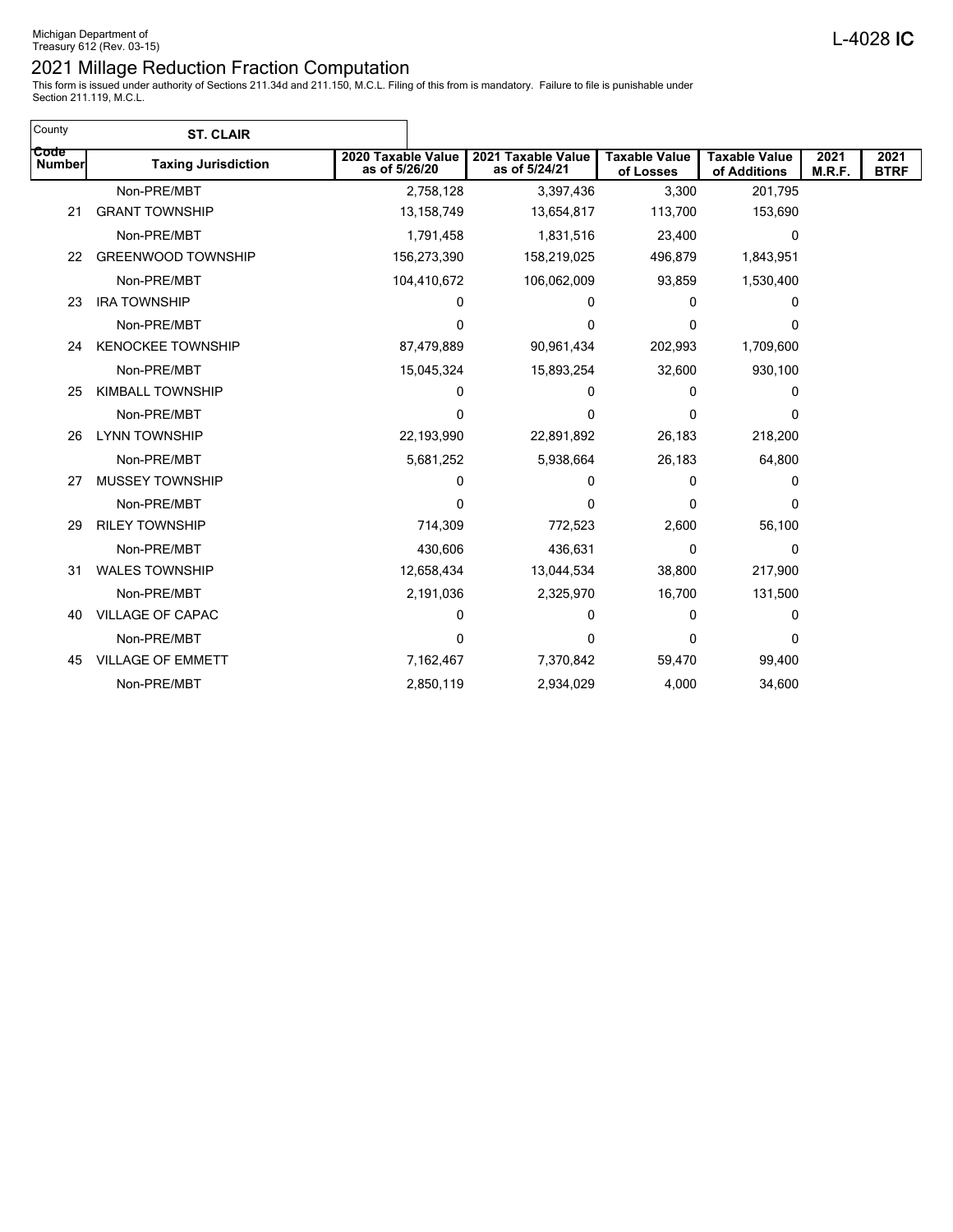Michigan Department of
Treasury 612 (Rev. 03-15)

L-4028 IC

# 2021 Millage Reduction Fraction Computation

This form is issued under authority of Sections 211.34d and 211.150, M.C.L. Filing of this from is mandatory. Failure to file is punishable under Section 211.119, M.C.L.

County: **ST. CLAIR**

| Code Number | Taxing Jurisdiction | 2020 Taxable Value as of 5/26/20 | 2021 Taxable Value as of 5/24/21 | Taxable Value of Losses | Taxable Value of Additions | 2021 M.R.F. | 2021 BTRF |
|---|---|---|---|---|---|---|---|
| | Non-PRE/MBT | 2,758,128 | 3,397,436 | 3,300 | 201,795 | | |
| 21 | GRANT TOWNSHIP | 13,158,749 | 13,654,817 | 113,700 | 153,690 | | |
| | Non-PRE/MBT | 1,791,458 | 1,831,516 | 23,400 | 0 | | |
| 22 | GREENWOOD TOWNSHIP | 156,273,390 | 158,219,025 | 496,879 | 1,843,951 | | |
| | Non-PRE/MBT | 104,410,672 | 106,062,009 | 93,859 | 1,530,400 | | |
| 23 | IRA TOWNSHIP | 0 | 0 | 0 | 0 | | |
| | Non-PRE/MBT | 0 | 0 | 0 | 0 | | |
| 24 | KENOCKEE TOWNSHIP | 87,479,889 | 90,961,434 | 202,993 | 1,709,600 | | |
| | Non-PRE/MBT | 15,045,324 | 15,893,254 | 32,600 | 930,100 | | |
| 25 | KIMBALL TOWNSHIP | 0 | 0 | 0 | 0 | | |
| | Non-PRE/MBT | 0 | 0 | 0 | 0 | | |
| 26 | LYNN TOWNSHIP | 22,193,990 | 22,891,892 | 26,183 | 218,200 | | |
| | Non-PRE/MBT | 5,681,252 | 5,938,664 | 26,183 | 64,800 | | |
| 27 | MUSSEY TOWNSHIP | 0 | 0 | 0 | 0 | | |
| | Non-PRE/MBT | 0 | 0 | 0 | 0 | | |
| 29 | RILEY TOWNSHIP | 714,309 | 772,523 | 2,600 | 56,100 | | |
| | Non-PRE/MBT | 430,606 | 436,631 | 0 | 0 | | |
| 31 | WALES TOWNSHIP | 12,658,434 | 13,044,534 | 38,800 | 217,900 | | |
| | Non-PRE/MBT | 2,191,036 | 2,325,970 | 16,700 | 131,500 | | |
| 40 | VILLAGE OF CAPAC | 0 | 0 | 0 | 0 | | |
| | Non-PRE/MBT | 0 | 0 | 0 | 0 | | |
| 45 | VILLAGE OF EMMETT | 7,162,467 | 7,370,842 | 59,470 | 99,400 | | |
| | Non-PRE/MBT | 2,850,119 | 2,934,029 | 4,000 | 34,600 | | |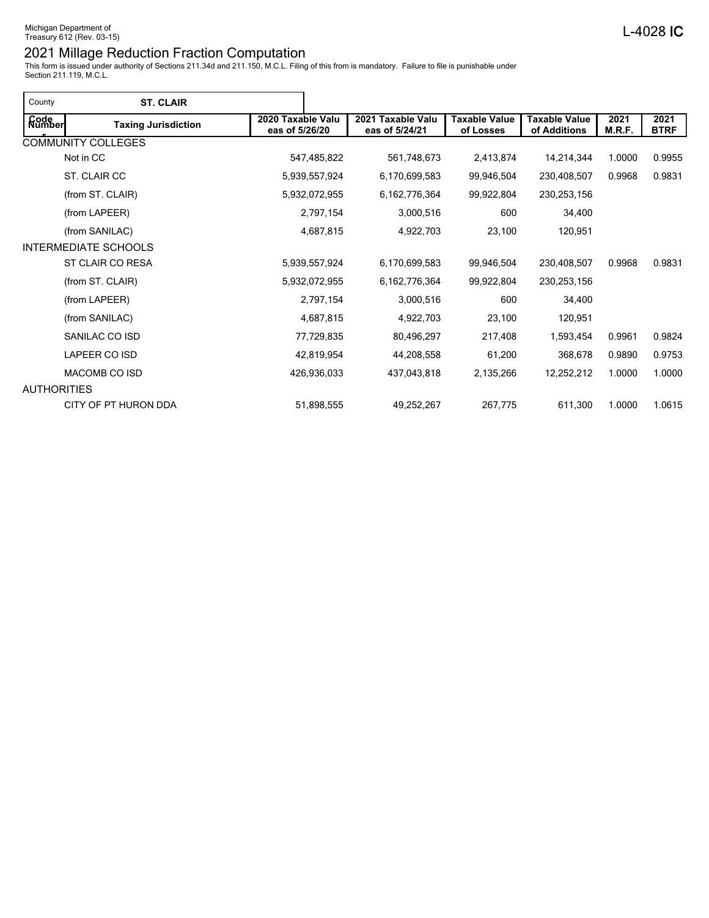Michigan Department of
Treasury 612 (Rev. 03-15)

L-4028 IC

# 2021 Millage Reduction Fraction Computation

This form is issued under authority of Sections 211.34d and 211.150, M.C.L. Filing of this from is mandatory. Failure to file is punishable under Section 211.119, M.C.L.

County **ST. CLAIR**

| Code Number | Taxing Jurisdiction | 2020 Taxable Values as of 5/26/20 | 2021 Taxable Values as of 5/24/21 | Taxable Value of Losses | Taxable Value of Additions | 2021 M.R.F. | 2021 BTRF |
|---|---|---|---|---|---|---|---|
| COMMUNITY COLLEGES | | | | | | | |
| | Not in CC | 547,485,822 | 561,748,673 | 2,413,874 | 14,214,344 | 1.0000 | 0.9955 |
| | ST. CLAIR CC | 5,939,557,924 | 6,170,699,583 | 99,946,504 | 230,408,507 | 0.9968 | 0.9831 |
| | (from ST. CLAIR) | 5,932,072,955 | 6,162,776,364 | 99,922,804 | 230,253,156 | | |
| | (from LAPEER) | 2,797,154 | 3,000,516 | 600 | 34,400 | | |
| | (from SANILAC) | 4,687,815 | 4,922,703 | 23,100 | 120,951 | | |
| INTERMEDIATE SCHOOLS | | | | | | | |
| | ST CLAIR CO RESA | 5,939,557,924 | 6,170,699,583 | 99,946,504 | 230,408,507 | 0.9968 | 0.9831 |
| | (from ST. CLAIR) | 5,932,072,955 | 6,162,776,364 | 99,922,804 | 230,253,156 | | |
| | (from LAPEER) | 2,797,154 | 3,000,516 | 600 | 34,400 | | |
| | (from SANILAC) | 4,687,815 | 4,922,703 | 23,100 | 120,951 | | |
| | SANILAC CO ISD | 77,729,835 | 80,496,297 | 217,408 | 1,593,454 | 0.9961 | 0.9824 |
| | LAPEER CO ISD | 42,819,954 | 44,208,558 | 61,200 | 368,678 | 0.9890 | 0.9753 |
| | MACOMB CO ISD | 426,936,033 | 437,043,818 | 2,135,266 | 12,252,212 | 1.0000 | 1.0000 |
| AUTHORITIES | | | | | | | |
| | CITY OF PT HURON DDA | 51,898,555 | 49,252,267 | 267,775 | 611,300 | 1.0000 | 1.0615 |